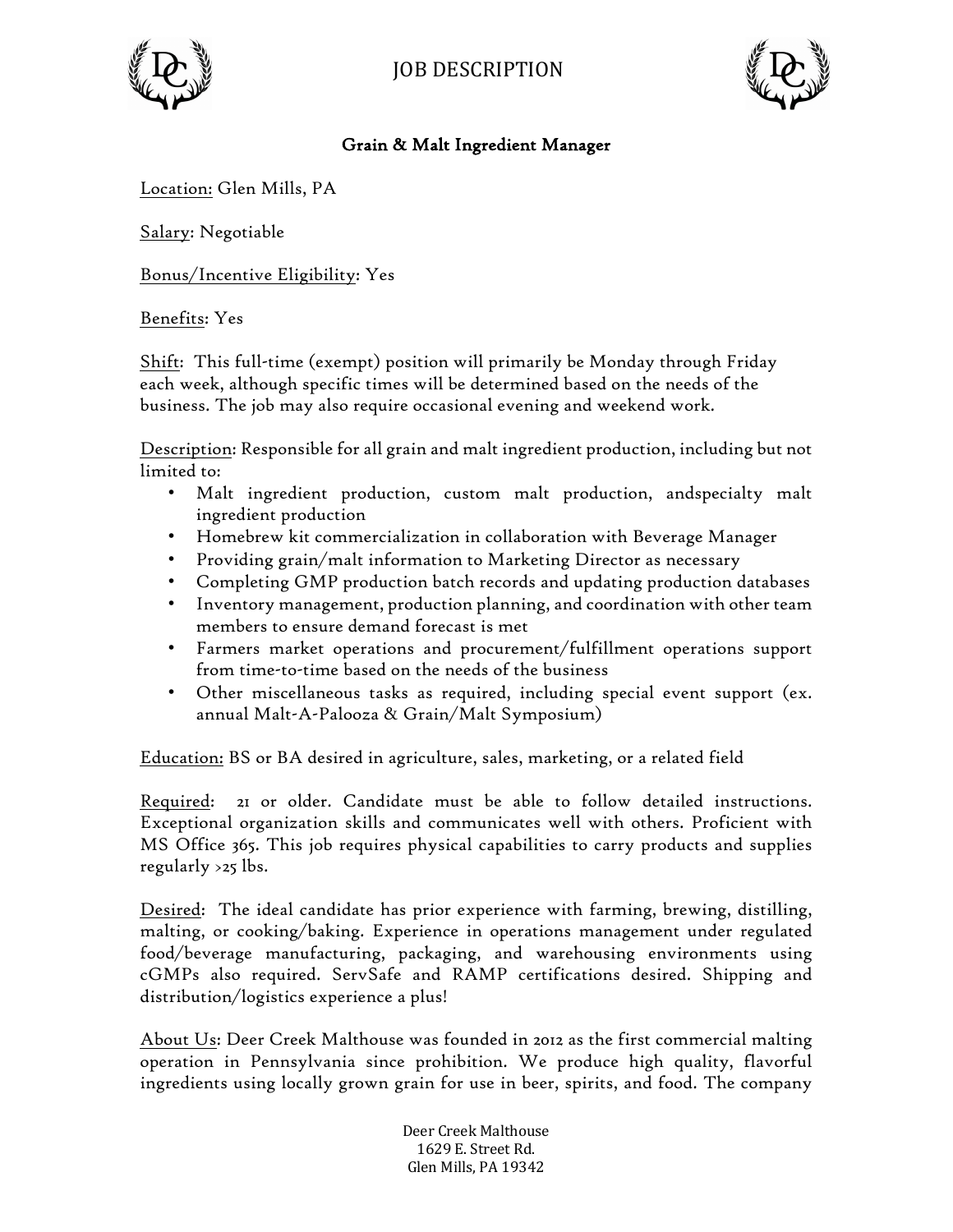# JOB DESCRIPTION

## Grain & Malt Ingredient Manager

Location: Glen Mills, PA

Salary: Negotiable

Bonus/Incentive Eligibility: Yes

Benefits: Yes

Shift: This full-time (exempt) position will primarily be Monday through Friday each week, although specific times will be determined based on the needs of the business. The job may also require occasional evening and weekend work.

Description: Responsible for all grain and malt ingredient production, including but not limited to:

- Malt ingredient production, custom malt production, andspecialty malt ingredient production
- Homebrew kit commercialization in collaboration with Beverage Manager
- Providing grain/malt information to Marketing Director as necessary
- Completing GMP production batch records and updating production databases
- Inventory management, production planning, and coordination with other team members to ensure demand forecast is met
- Farmers market operations and procurement/fulfillment operations support from time-to-time based on the needs of the business
- Other miscellaneous tasks as required, including special event support (ex. annual Malt-A-Palooza & Grain/Malt Symposium)

Education: BS or BA desired in agriculture, sales, marketing, or a related field

Required: 21 or older. Candidate must be able to follow detailed instructions. Exceptional organization skills and communicates well with others. Proficient with MS Office 365. This job requires physical capabilities to carry products and supplies regularly >25 lbs.

Desired: The ideal candidate has prior experience with farming, brewing, distilling, malting, or cooking/baking. Experience in operations management under regulated food/beverage manufacturing, packaging, and warehousing environments using cGMPs also required. ServSafe and RAMP certifications desired. Shipping and distribution/logistics experience a plus!

About Us: Deer Creek Malthouse was founded in 2012 as the first commercial malting operation in Pennsylvania since prohibition. We produce high quality, flavorful ingredients using locally grown grain for use in beer, spirits, and food. The company

Deer Creek Malthouse
1629 E. Street Rd.
Glen Mills, PA 19342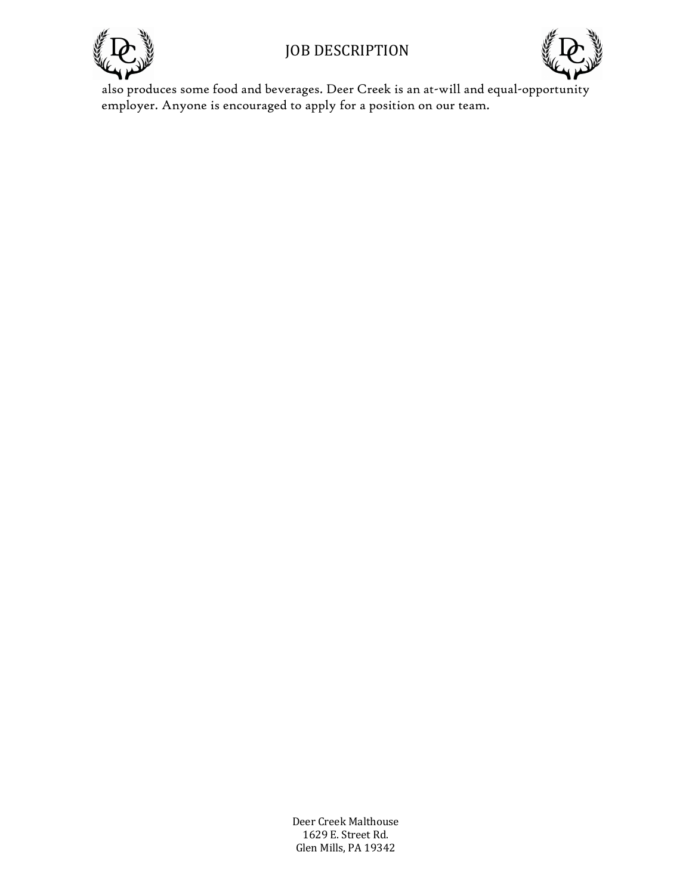also produces some food and beverages. Deer Creek is an at-will and equal-opportunity employer. Anyone is encouraged to apply for a position on our team.